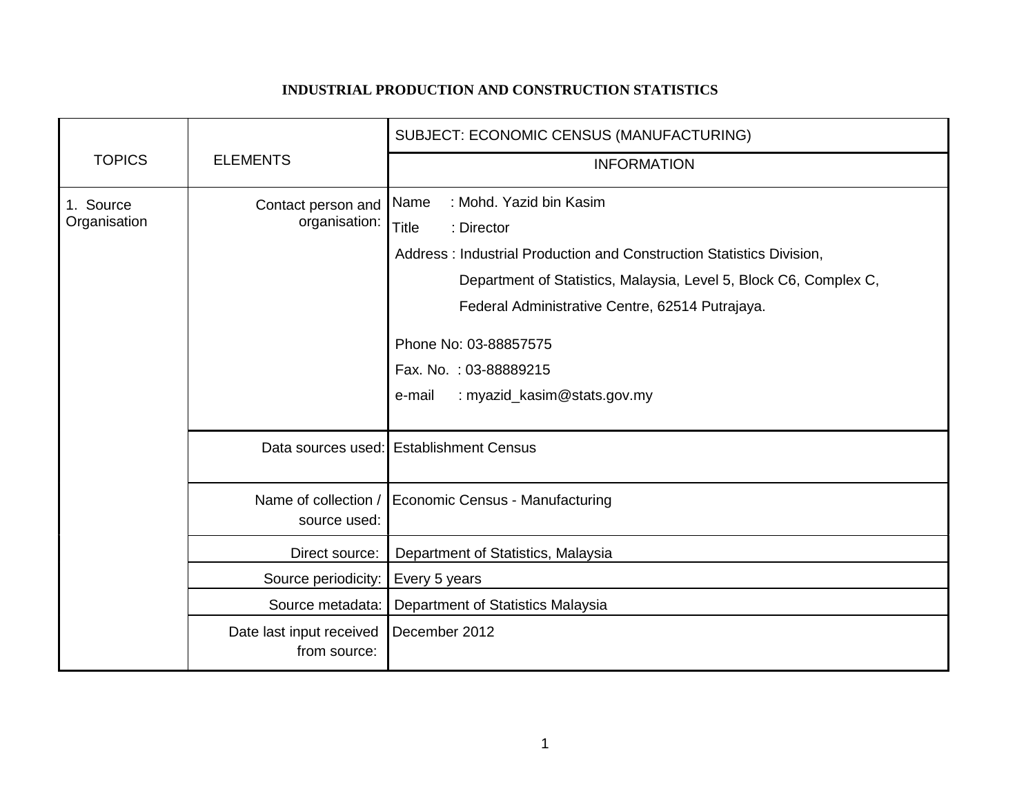# INDUSTRIAL PRODUCTION AND CONSTRUCTION STATISTICS

| TOPICS | ELEMENTS | SUBJECT: ECONOMIC CENSUS (MANUFACTURING) |
|---|---|---|
| | | INFORMATION |
| 1. Source Organisation | Contact person and organisation: | Name : Mohd. Yazid bin Kasim<br>Title : Director<br>Address : Industrial Production and Construction Statistics Division, Department of Statistics, Malaysia, Level 5, Block C6, Complex C, Federal Administrative Centre, 62514 Putrajaya.<br>Phone No: 03-88857575<br>Fax. No. : 03-88889215<br>e-mail : myazid_kasim@stats.gov.my |
| | Data sources used: | Establishment Census |
| | Name of collection / source used: | Economic Census - Manufacturing |
| | Direct source: | Department of Statistics, Malaysia |
| | Source periodicity: | Every 5 years |
| | Source metadata: | Department of Statistics Malaysia |
| | Date last input received from source: | December 2012 |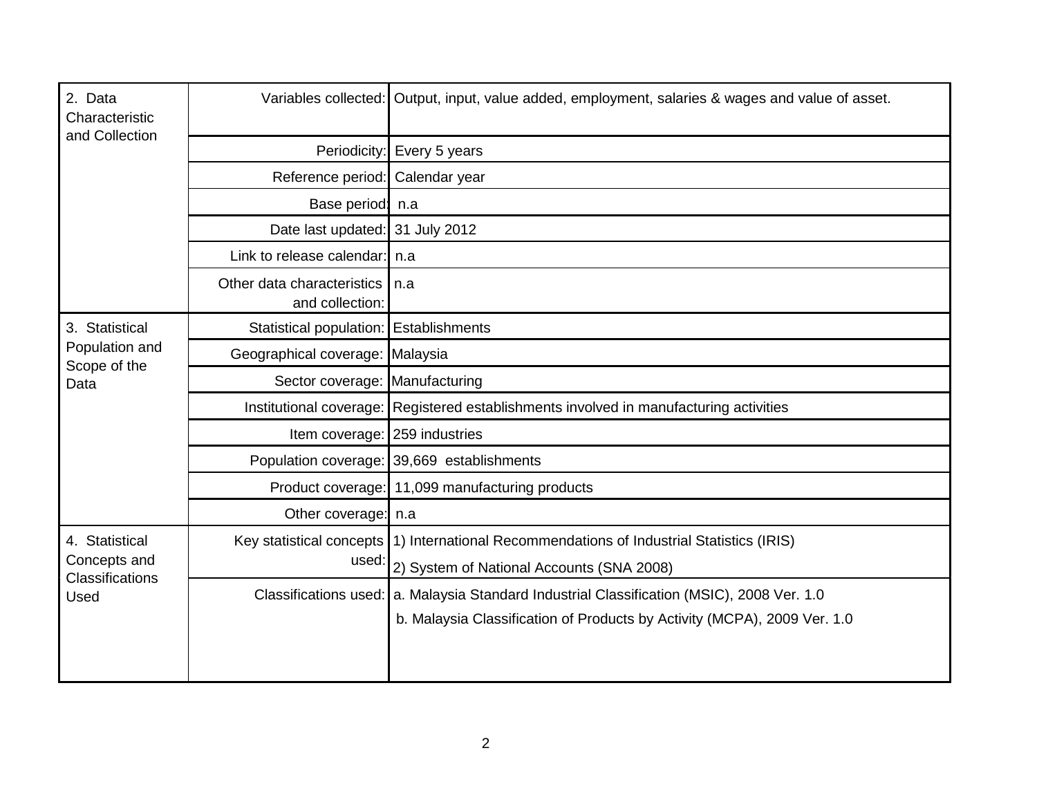| | | |
|---|---|---|
| 2. Data Characteristic and Collection | Variables collected: | Output, input, value added, employment, salaries & wages and value of asset. |
| | Periodicity: | Every 5 years |
| | Reference period: | Calendar year |
| | Base period: | n.a |
| | Date last updated: | 31 July 2012 |
| | Link to release calendar: | n.a |
| | Other data characteristics and collection: | n.a |
| 3. Statistical Population and Scope of the Data | Statistical population: | Establishments |
| | Geographical coverage: | Malaysia |
| | Sector coverage: | Manufacturing |
| | Institutional coverage: | Registered establishments involved in manufacturing activities |
| | Item coverage: | 259 industries |
| | Population coverage: | 39,669 establishments |
| | Product coverage: | 11,099 manufacturing products |
| | Other coverage: | n.a |
| 4. Statistical Concepts and Classifications Used | Key statistical concepts used: | 1) International Recommendations of Industrial Statistics (IRIS)<br>2) System of National Accounts (SNA 2008) |
| | Classifications used: | a. Malaysia Standard Industrial Classification (MSIC), 2008 Ver. 1.0<br>b. Malaysia Classification of Products by Activity (MCPA), 2009 Ver. 1.0 |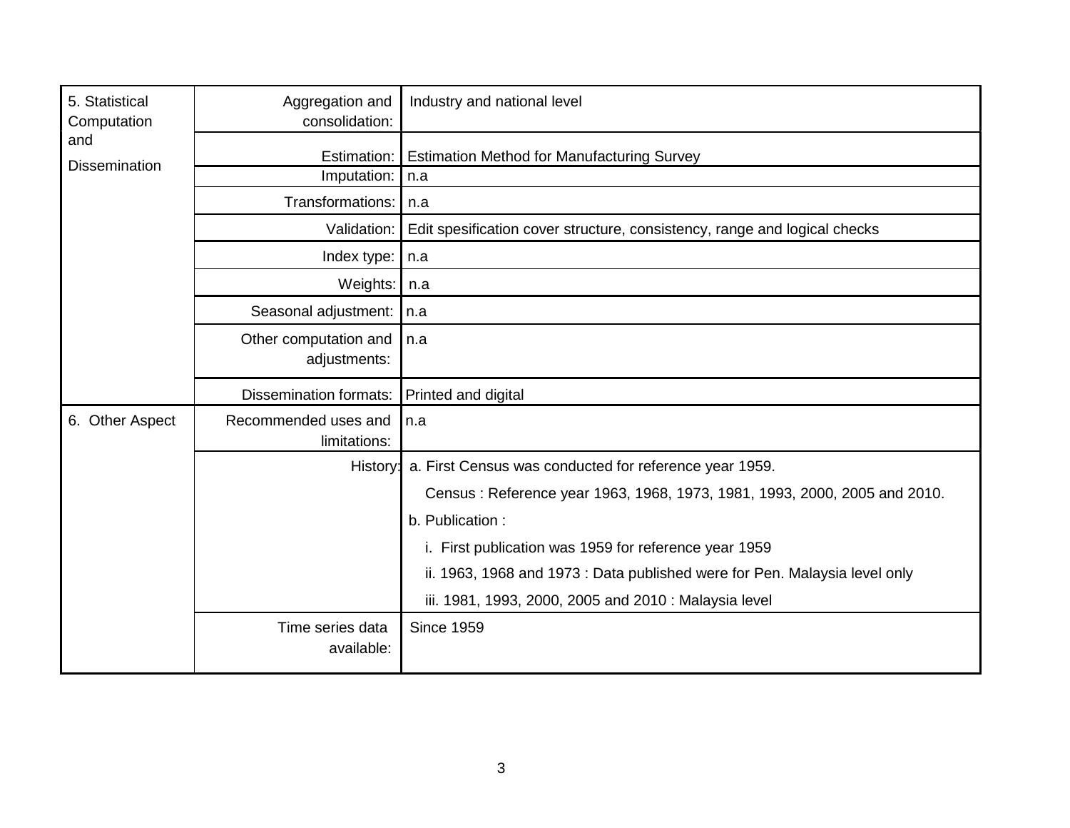| | | |
|---|---|---|
| 5. Statistical Computation and Dissemination | Aggregation and consolidation: | Industry and national level |
| | Estimation: | Estimation Method for Manufacturing Survey |
| | Imputation: | n.a |
| | Transformations: | n.a |
| | Validation: | Edit spesification cover structure, consistency, range and logical checks |
| | Index type: | n.a |
| | Weights: | n.a |
| | Seasonal adjustment: | n.a |
| | Other computation and adjustments: | n.a |
| | Dissemination formats: | Printed and digital |
| 6. Other Aspect | Recommended uses and limitations: | n.a |
| | History: | a. First Census was conducted for reference year 1959.<br>Census : Reference year 1963, 1968, 1973, 1981, 1993, 2000, 2005 and 2010.<br>b. Publication :<br>i. First publication was 1959 for reference year 1959<br>ii. 1963, 1968 and 1973 : Data published were for Pen. Malaysia level only<br>iii. 1981, 1993, 2000, 2005 and 2010 : Malaysia level |
| | Time series data available: | Since 1959 |